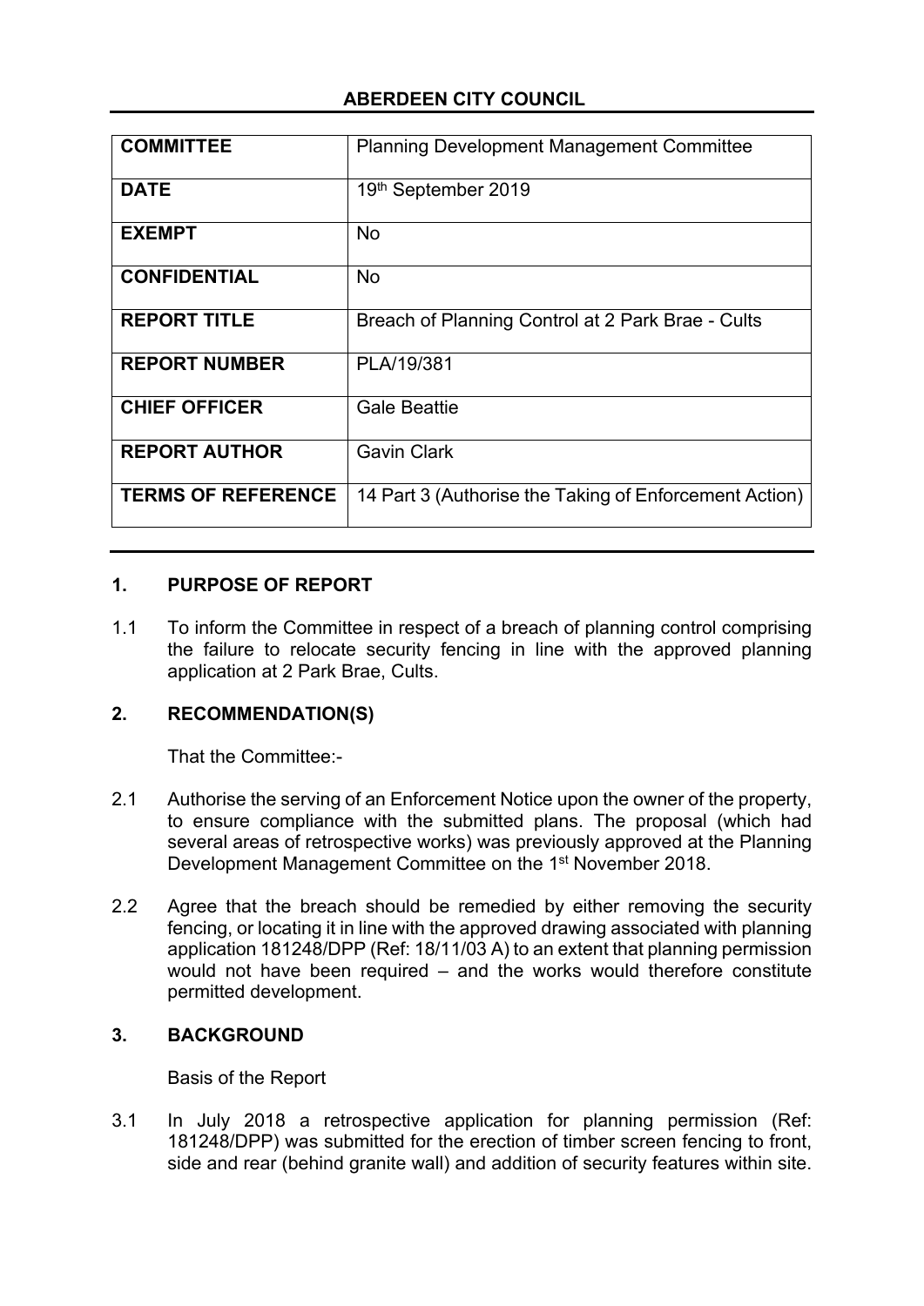**ABERDEEN CITY COUNCIL**

| | |
|---|---|
| **COMMITTEE** | Planning Development Management Committee |
| **DATE** | 19th September 2019 |
| **EXEMPT** | No |
| **CONFIDENTIAL** | No |
| **REPORT TITLE** | Breach of Planning Control at 2 Park Brae - Cults |
| **REPORT NUMBER** | PLA/19/381 |
| **CHIEF OFFICER** | Gale Beattie |
| **REPORT AUTHOR** | Gavin Clark |
| **TERMS OF REFERENCE** | 14 Part 3 (Authorise the Taking of Enforcement Action) |

## 1. PURPOSE OF REPORT

1.1 To inform the Committee in respect of a breach of planning control comprising the failure to relocate security fencing in line with the approved planning application at 2 Park Brae, Cults.

## 2. RECOMMENDATION(S)

That the Committee:-

2.1 Authorise the serving of an Enforcement Notice upon the owner of the property, to ensure compliance with the submitted plans. The proposal (which had several areas of retrospective works) was previously approved at the Planning Development Management Committee on the 1st November 2018.

2.2 Agree that the breach should be remedied by either removing the security fencing, or locating it in line with the approved drawing associated with planning application 181248/DPP (Ref: 18/11/03 A) to an extent that planning permission would not have been required – and the works would therefore constitute permitted development.

## 3. BACKGROUND

Basis of the Report

3.1 In July 2018 a retrospective application for planning permission (Ref: 181248/DPP) was submitted for the erection of timber screen fencing to front, side and rear (behind granite wall) and addition of security features within site.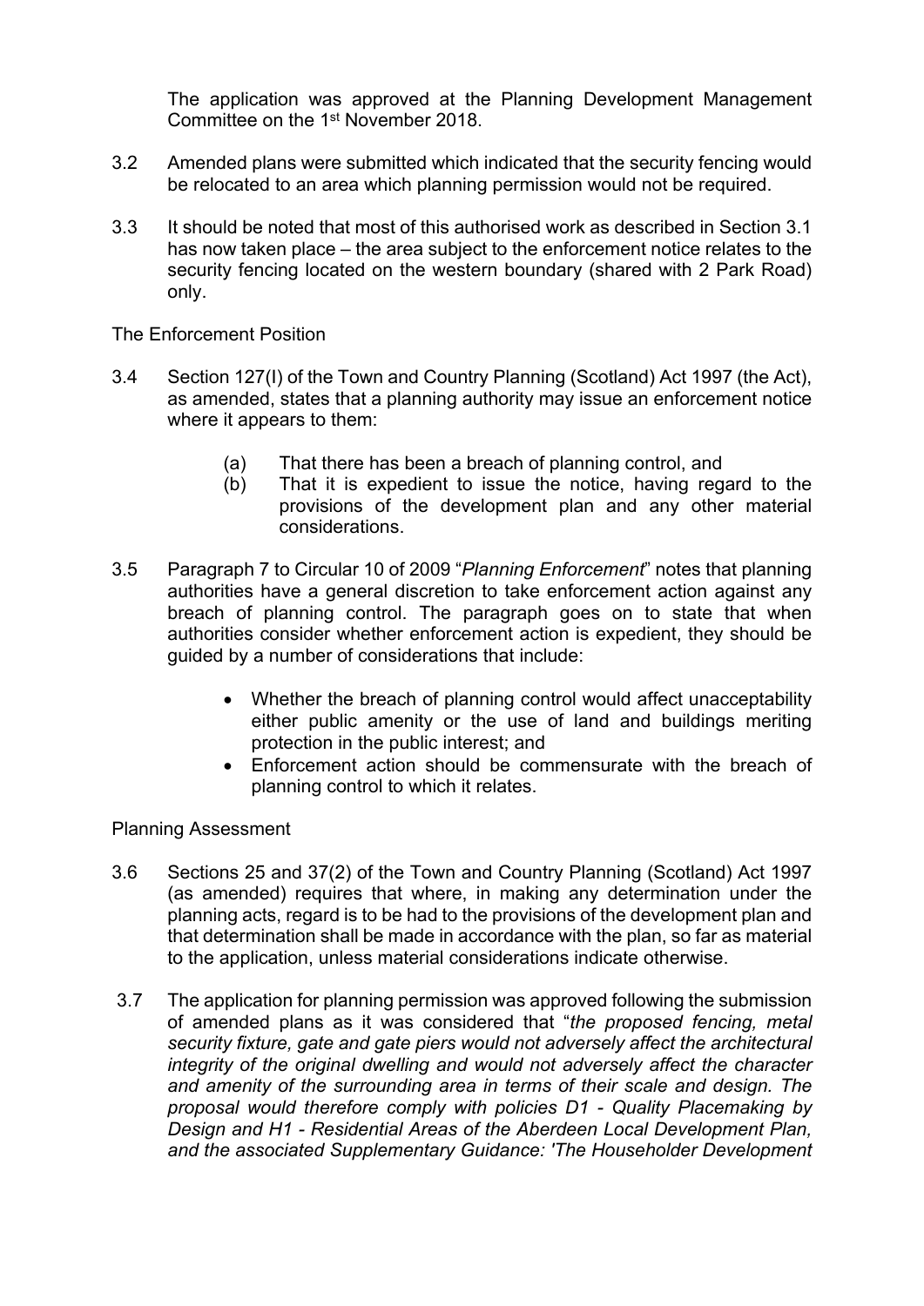The application was approved at the Planning Development Management Committee on the 1st November 2018.

3.2 Amended plans were submitted which indicated that the security fencing would be relocated to an area which planning permission would not be required.

3.3 It should be noted that most of this authorised work as described in Section 3.1 has now taken place – the area subject to the enforcement notice relates to the security fencing located on the western boundary (shared with 2 Park Road) only.

The Enforcement Position

3.4 Section 127(I) of the Town and Country Planning (Scotland) Act 1997 (the Act), as amended, states that a planning authority may issue an enforcement notice where it appears to them:

(a) That there has been a breach of planning control, and
(b) That it is expedient to issue the notice, having regard to the provisions of the development plan and any other material considerations.

3.5 Paragraph 7 to Circular 10 of 2009 "*Planning Enforcement*" notes that planning authorities have a general discretion to take enforcement action against any breach of planning control. The paragraph goes on to state that when authorities consider whether enforcement action is expedient, they should be guided by a number of considerations that include:

- Whether the breach of planning control would affect unacceptability either public amenity or the use of land and buildings meriting protection in the public interest; and
- Enforcement action should be commensurate with the breach of planning control to which it relates.

Planning Assessment

3.6 Sections 25 and 37(2) of the Town and Country Planning (Scotland) Act 1997 (as amended) requires that where, in making any determination under the planning acts, regard is to be had to the provisions of the development plan and that determination shall be made in accordance with the plan, so far as material to the application, unless material considerations indicate otherwise.

3.7 The application for planning permission was approved following the submission of amended plans as it was considered that "*the proposed fencing, metal security fixture, gate and gate piers would not adversely affect the architectural integrity of the original dwelling and would not adversely affect the character and amenity of the surrounding area in terms of their scale and design. The proposal would therefore comply with policies D1 - Quality Placemaking by Design and H1 - Residential Areas of the Aberdeen Local Development Plan, and the associated Supplementary Guidance: 'The Householder Development*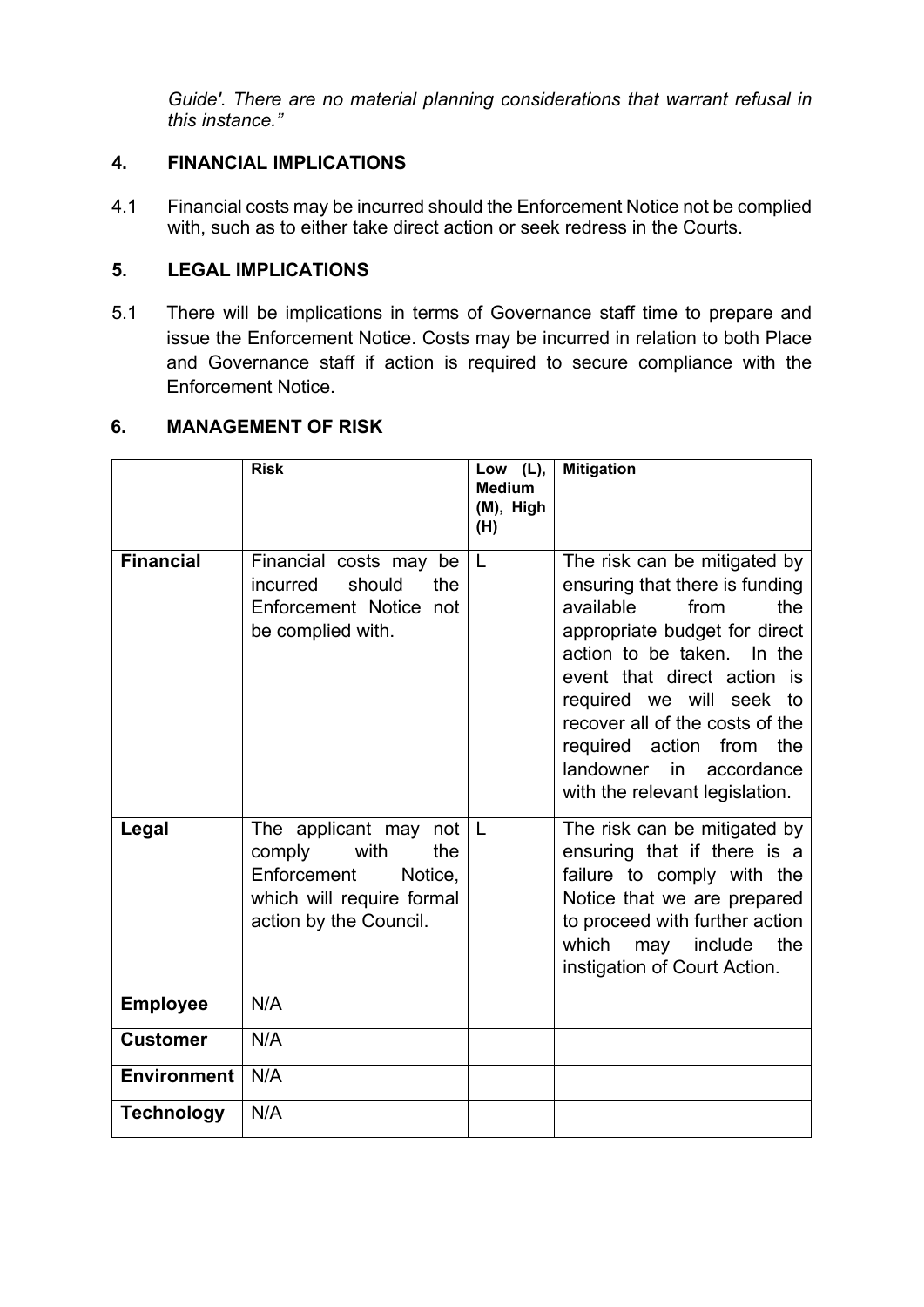*Guide'. There are no material planning considerations that warrant refusal in this instance."*

## 4. FINANCIAL IMPLICATIONS

4.1 Financial costs may be incurred should the Enforcement Notice not be complied with, such as to either take direct action or seek redress in the Courts.

## 5. LEGAL IMPLICATIONS

5.1 There will be implications in terms of Governance staff time to prepare and issue the Enforcement Notice. Costs may be incurred in relation to both Place and Governance staff if action is required to secure compliance with the Enforcement Notice.

## 6. MANAGEMENT OF RISK

| | **Risk** | **Low (L), Medium (M), High (H)** | **Mitigation** |
|---|---|---|---|
| **Financial** | Financial costs may be incurred should the Enforcement Notice not be complied with. | L | The risk can be mitigated by ensuring that there is funding available from the appropriate budget for direct action to be taken. In the event that direct action is required we will seek to recover all of the costs of the required action from the landowner in accordance with the relevant legislation. |
| **Legal** | The applicant may not comply with the Enforcement Notice, which will require formal action by the Council. | L | The risk can be mitigated by ensuring that if there is a failure to comply with the Notice that we are prepared to proceed with further action which may include the instigation of Court Action. |
| **Employee** | N/A | | |
| **Customer** | N/A | | |
| **Environment** | N/A | | |
| **Technology** | N/A | | |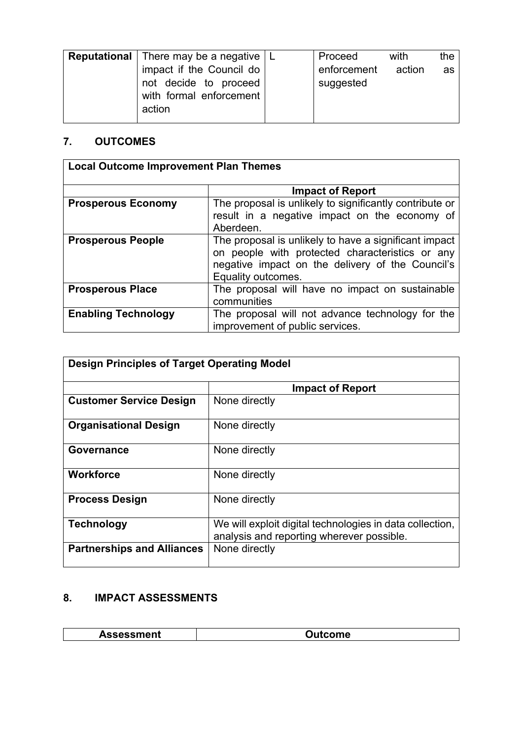| Reputational | There may be a negative impact if the Council do not decide to proceed with formal enforcement action | L | Proceed with the enforcement action as suggested |
|---|---|---|---|

## 7. OUTCOMES

| Local Outcome Improvement Plan Themes | |
|---|---|
| | **Impact of Report** |
| **Prosperous Economy** | The proposal is unlikely to significantly contribute or result in a negative impact on the economy of Aberdeen. |
| **Prosperous People** | The proposal is unlikely to have a significant impact on people with protected characteristics or any negative impact on the delivery of the Council's Equality outcomes. |
| **Prosperous Place** | The proposal will have no impact on sustainable communities |
| **Enabling Technology** | The proposal will not advance technology for the improvement of public services. |

| Design Principles of Target Operating Model | |
|---|---|
| | **Impact of Report** |
| **Customer Service Design** | None directly |
| **Organisational Design** | None directly |
| **Governance** | None directly |
| **Workforce** | None directly |
| **Process Design** | None directly |
| **Technology** | We will exploit digital technologies in data collection, analysis and reporting wherever possible. |
| **Partnerships and Alliances** | None directly |

## 8. IMPACT ASSESSMENTS

| Assessment | Outcome |
|---|---|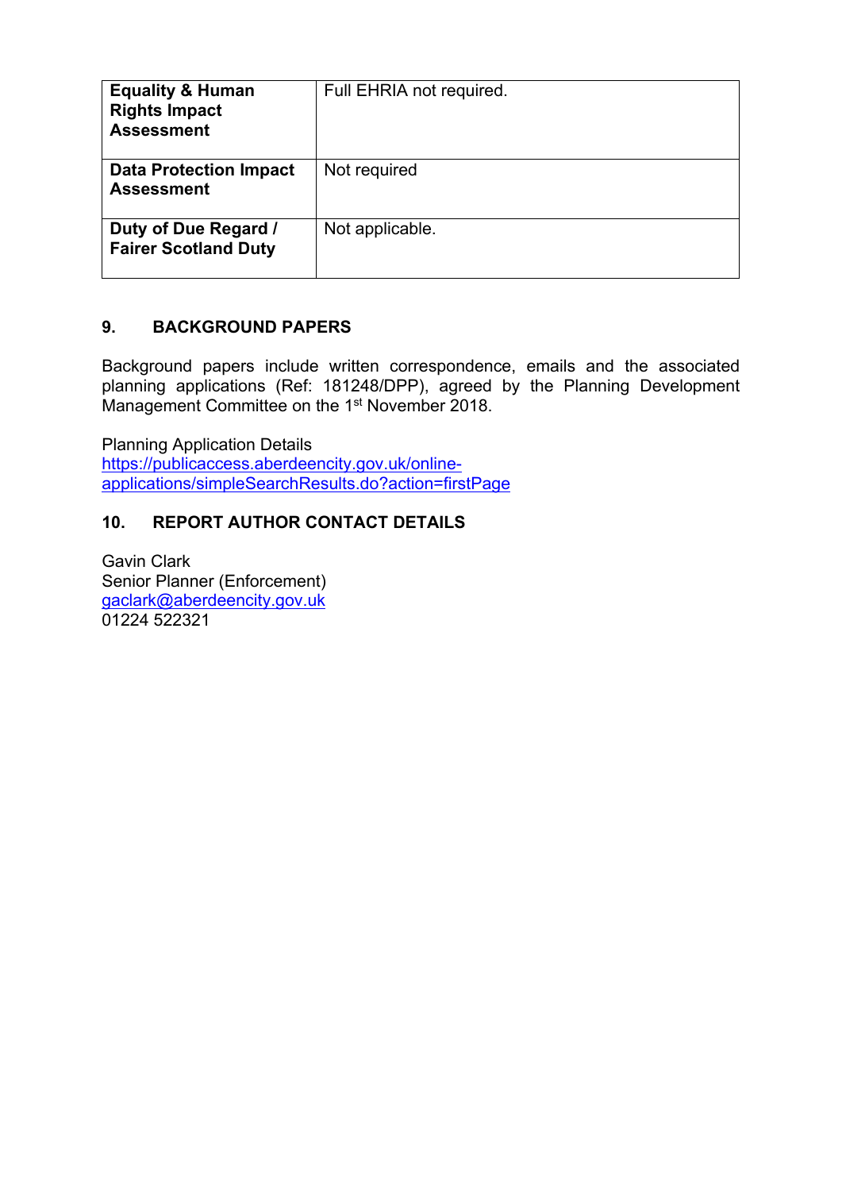| | |
|---|---|
| **Equality & Human Rights Impact Assessment** | Full EHRIA not required. |
| **Data Protection Impact Assessment** | Not required |
| **Duty of Due Regard / Fairer Scotland Duty** | Not applicable. |

## 9. BACKGROUND PAPERS

Background papers include written correspondence, emails and the associated planning applications (Ref: 181248/DPP), agreed by the Planning Development Management Committee on the 1st November 2018.

Planning Application Details
https://publicaccess.aberdeencity.gov.uk/online-applications/simpleSearchResults.do?action=firstPage

## 10. REPORT AUTHOR CONTACT DETAILS

Gavin Clark
Senior Planner (Enforcement)
gaclark@aberdeencity.gov.uk
01224 522321